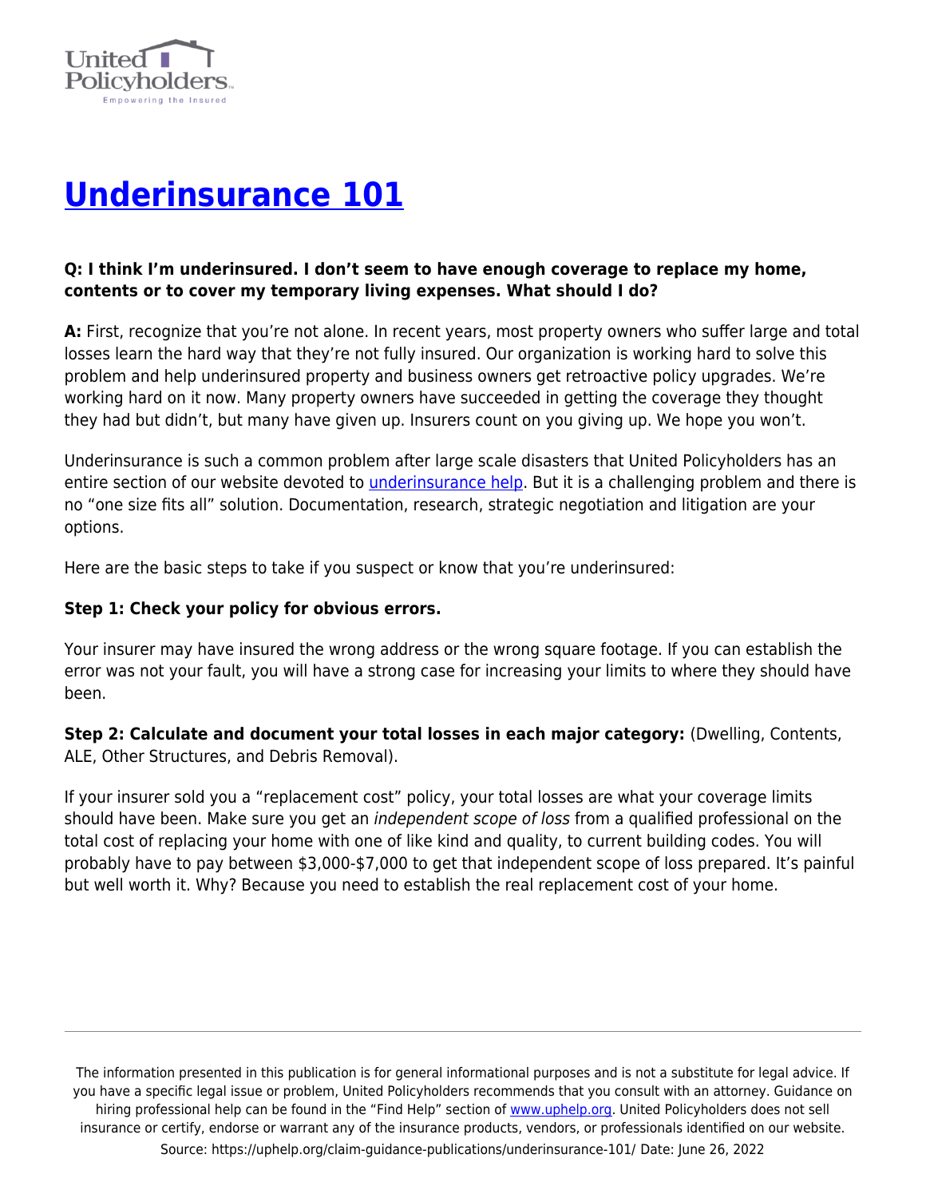# Underinsurance 101

**Q: I think I'm underinsured. I don't seem to have enough coverage to replace my home, contents or to cover my temporary living expenses. What should I do?**

**A:** First, recognize that you're not alone. In recent years, most property owners who suffer large and total losses learn the hard way that they're not fully insured. Our organization is working hard to solve this problem and help underinsured property and business owners get retroactive policy upgrades. We're working hard on it now. Many property owners have succeeded in getting the coverage they thought they had but didn't, but many have given up. Insurers count on you giving up. We hope you won't.

Underinsurance is such a common problem after large scale disasters that United Policyholders has an entire section of our website devoted to underinsurance help. But it is a challenging problem and there is no "one size fits all" solution. Documentation, research, strategic negotiation and litigation are your options.

Here are the basic steps to take if you suspect or know that you're underinsured:

**Step 1: Check your policy for obvious errors.**

Your insurer may have insured the wrong address or the wrong square footage. If you can establish the error was not your fault, you will have a strong case for increasing your limits to where they should have been.

**Step 2: Calculate and document your total losses in each major category:** (Dwelling, Contents, ALE, Other Structures, and Debris Removal).

If your insurer sold you a "replacement cost" policy, your total losses are what your coverage limits should have been. Make sure you get an *independent scope of loss* from a qualified professional on the total cost of replacing your home with one of like kind and quality, to current building codes. You will probably have to pay between $3,000-$7,000 to get that independent scope of loss prepared. It's painful but well worth it. Why? Because you need to establish the real replacement cost of your home.

The information presented in this publication is for general informational purposes and is not a substitute for legal advice. If you have a specific legal issue or problem, United Policyholders recommends that you consult with an attorney. Guidance on hiring professional help can be found in the "Find Help" section of www.uphelp.org. United Policyholders does not sell insurance or certify, endorse or warrant any of the insurance products, vendors, or professionals identified on our website.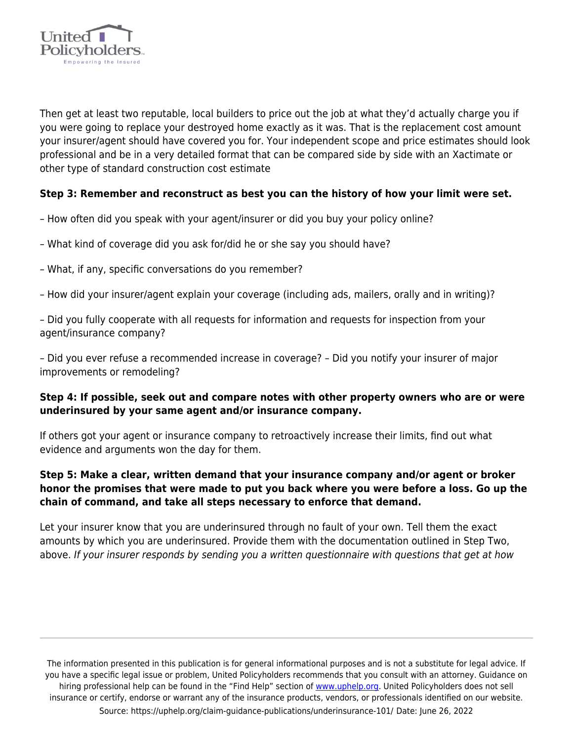Then get at least two reputable, local builders to price out the job at what they'd actually charge you if you were going to replace your destroyed home exactly as it was. That is the replacement cost amount your insurer/agent should have covered you for. Your independent scope and price estimates should look professional and be in a very detailed format that can be compared side by side with an Xactimate or other type of standard construction cost estimate

**Step 3: Remember and reconstruct as best you can the history of how your limit were set.**

– How often did you speak with your agent/insurer or did you buy your policy online?

– What kind of coverage did you ask for/did he or she say you should have?

– What, if any, specific conversations do you remember?

– How did your insurer/agent explain your coverage (including ads, mailers, orally and in writing)?

– Did you fully cooperate with all requests for information and requests for inspection from your agent/insurance company?

– Did you ever refuse a recommended increase in coverage? – Did you notify your insurer of major improvements or remodeling?

**Step 4: If possible, seek out and compare notes with other property owners who are or were underinsured by your same agent and/or insurance company.**

If others got your agent or insurance company to retroactively increase their limits, find out what evidence and arguments won the day for them.

**Step 5: Make a clear, written demand that your insurance company and/or agent or broker honor the promises that were made to put you back where you were before a loss. Go up the chain of command, and take all steps necessary to enforce that demand.**

Let your insurer know that you are underinsured through no fault of your own. Tell them the exact amounts by which you are underinsured. Provide them with the documentation outlined in Step Two, above. *If your insurer responds by sending you a written questionnaire with questions that get at how*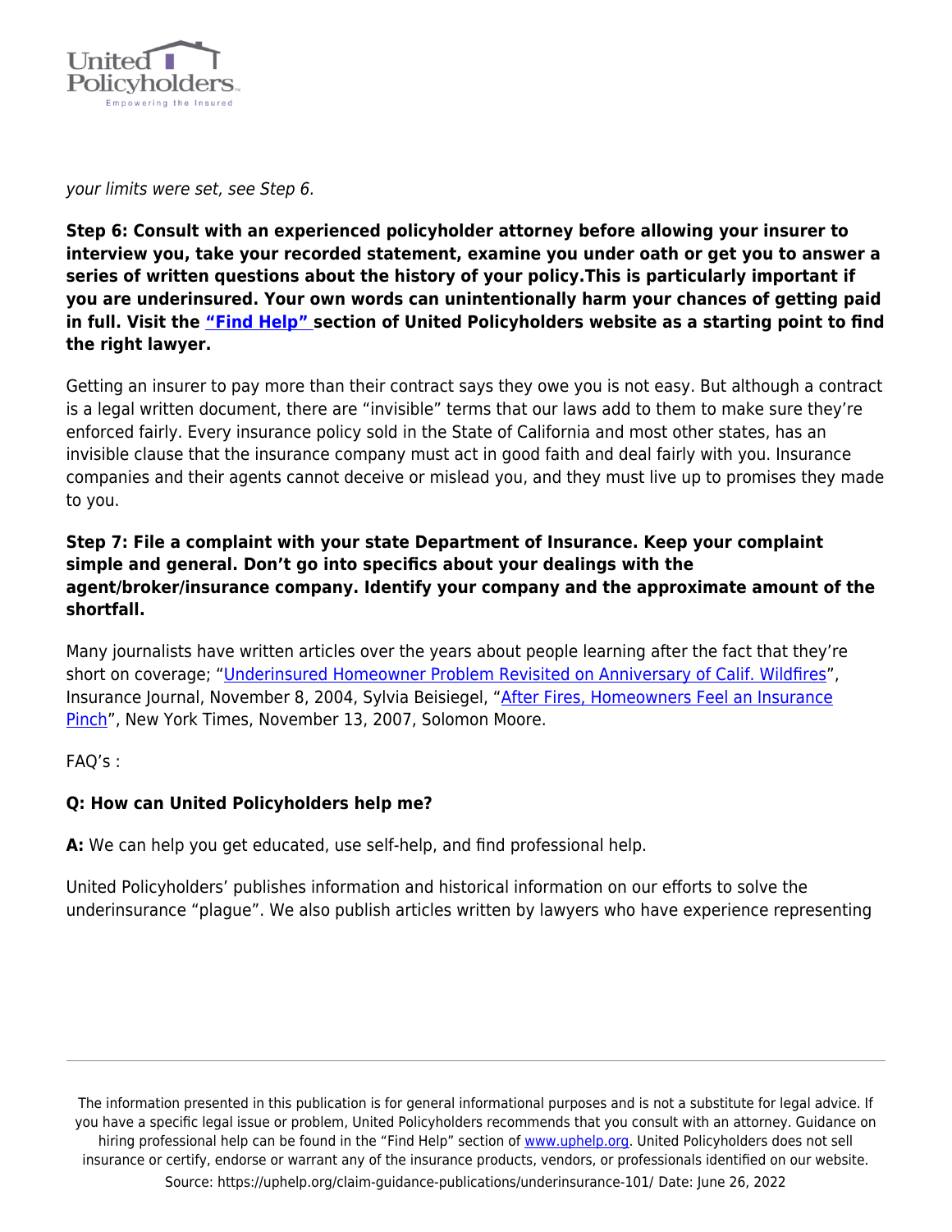*your limits were set, see Step 6.*

**Step 6: Consult with an experienced policyholder attorney before allowing your insurer to interview you, take your recorded statement, examine you under oath or get you to answer a series of written questions about the history of your policy.This is particularly important if you are underinsured. Your own words can unintentionally harm your chances of getting paid in full. Visit the ["Find Help"](#) section of United Policyholders website as a starting point to find the right lawyer.**

Getting an insurer to pay more than their contract says they owe you is not easy. But although a contract is a legal written document, there are "invisible" terms that our laws add to them to make sure they're enforced fairly. Every insurance policy sold in the State of California and most other states, has an invisible clause that the insurance company must act in good faith and deal fairly with you. Insurance companies and their agents cannot deceive or mislead you, and they must live up to promises they made to you.

**Step 7: File a complaint with your state Department of Insurance. Keep your complaint simple and general. Don't go into specifics about your dealings with the agent/broker/insurance company. Identify your company and the approximate amount of the shortfall.**

Many journalists have written articles over the years about people learning after the fact that they're short on coverage; "Underinsured Homeowner Problem Revisited on Anniversary of Calif. Wildfires", Insurance Journal, November 8, 2004, Sylvia Beisiegel, "After Fires, Homeowners Feel an Insurance Pinch", New York Times, November 13, 2007, Solomon Moore.

FAQ's :

**Q: How can United Policyholders help me?**

**A:** We can help you get educated, use self-help, and find professional help.

United Policyholders' publishes information and historical information on our efforts to solve the underinsurance "plague". We also publish articles written by lawyers who have experience representing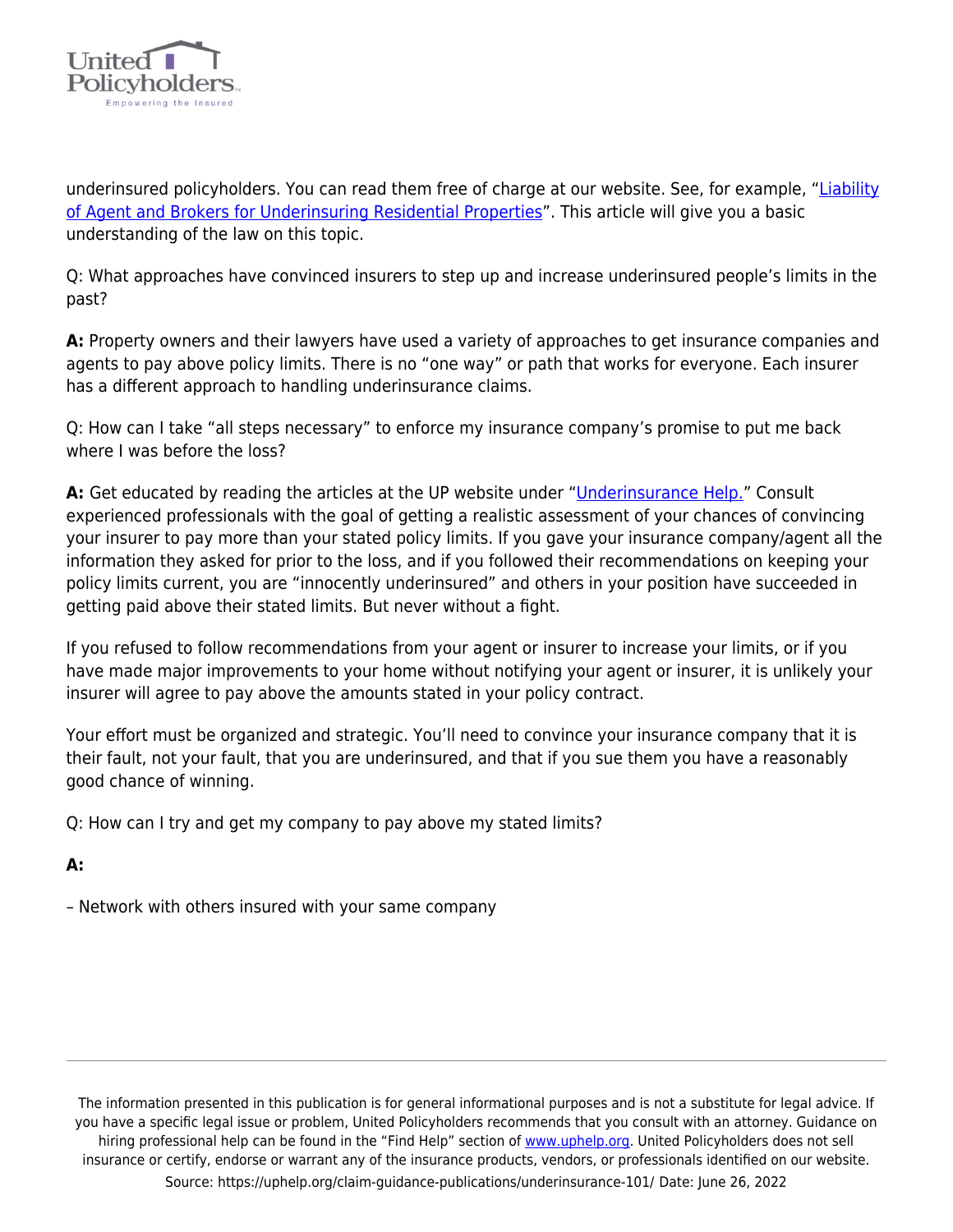underinsured policyholders. You can read them free of charge at our website. See, for example, "[Liability of Agent and Brokers for Underinsuring Residential Properties]()". This article will give you a basic understanding of the law on this topic.

Q: What approaches have convinced insurers to step up and increase underinsured people's limits in the past?

**A:** Property owners and their lawyers have used a variety of approaches to get insurance companies and agents to pay above policy limits. There is no "one way" or path that works for everyone. Each insurer has a different approach to handling underinsurance claims.

Q: How can I take "all steps necessary" to enforce my insurance company's promise to put me back where I was before the loss?

**A:** Get educated by reading the articles at the UP website under "[Underinsurance Help.]()" Consult experienced professionals with the goal of getting a realistic assessment of your chances of convincing your insurer to pay more than your stated policy limits. If you gave your insurance company/agent all the information they asked for prior to the loss, and if you followed their recommendations on keeping your policy limits current, you are "innocently underinsured" and others in your position have succeeded in getting paid above their stated limits. But never without a fight.

If you refused to follow recommendations from your agent or insurer to increase your limits, or if you have made major improvements to your home without notifying your agent or insurer, it is unlikely your insurer will agree to pay above the amounts stated in your policy contract.

Your effort must be organized and strategic. You'll need to convince your insurance company that it is their fault, not your fault, that you are underinsured, and that if you sue them you have a reasonably good chance of winning.

Q: How can I try and get my company to pay above my stated limits?

**A:**

– Network with others insured with your same company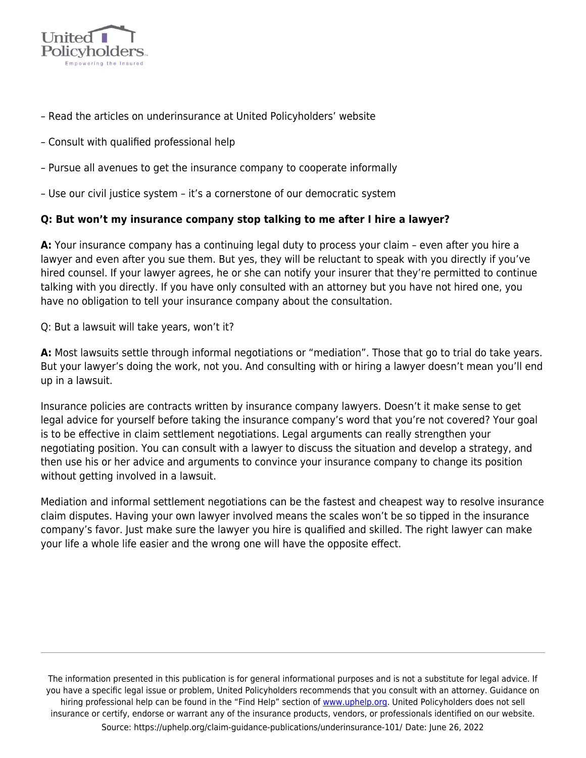– Read the articles on underinsurance at United Policyholders' website

– Consult with qualified professional help

– Pursue all avenues to get the insurance company to cooperate informally

– Use our civil justice system – it's a cornerstone of our democratic system

**Q: But won't my insurance company stop talking to me after I hire a lawyer?**

**A:** Your insurance company has a continuing legal duty to process your claim – even after you hire a lawyer and even after you sue them. But yes, they will be reluctant to speak with you directly if you've hired counsel. If your lawyer agrees, he or she can notify your insurer that they're permitted to continue talking with you directly. If you have only consulted with an attorney but you have not hired one, you have no obligation to tell your insurance company about the consultation.

Q: But a lawsuit will take years, won't it?

**A:** Most lawsuits settle through informal negotiations or "mediation". Those that go to trial do take years. But your lawyer's doing the work, not you. And consulting with or hiring a lawyer doesn't mean you'll end up in a lawsuit.

Insurance policies are contracts written by insurance company lawyers. Doesn't it make sense to get legal advice for yourself before taking the insurance company's word that you're not covered? Your goal is to be effective in claim settlement negotiations. Legal arguments can really strengthen your negotiating position. You can consult with a lawyer to discuss the situation and develop a strategy, and then use his or her advice and arguments to convince your insurance company to change its position without getting involved in a lawsuit.

Mediation and informal settlement negotiations can be the fastest and cheapest way to resolve insurance claim disputes. Having your own lawyer involved means the scales won't be so tipped in the insurance company's favor. Just make sure the lawyer you hire is qualified and skilled. The right lawyer can make your life a whole life easier and the wrong one will have the opposite effect.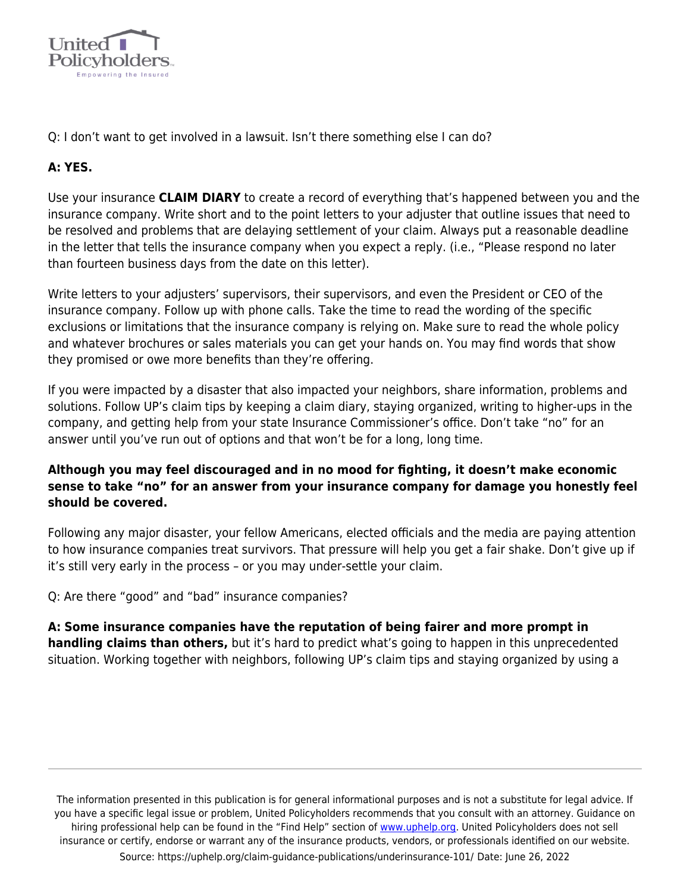Q: I don't want to get involved in a lawsuit. Isn't there something else I can do?

**A: YES.**

Use your insurance **CLAIM DIARY** to create a record of everything that's happened between you and the insurance company. Write short and to the point letters to your adjuster that outline issues that need to be resolved and problems that are delaying settlement of your claim. Always put a reasonable deadline in the letter that tells the insurance company when you expect a reply. (i.e., "Please respond no later than fourteen business days from the date on this letter).

Write letters to your adjusters' supervisors, their supervisors, and even the President or CEO of the insurance company. Follow up with phone calls. Take the time to read the wording of the specific exclusions or limitations that the insurance company is relying on. Make sure to read the whole policy and whatever brochures or sales materials you can get your hands on. You may find words that show they promised or owe more benefits than they're offering.

If you were impacted by a disaster that also impacted your neighbors, share information, problems and solutions. Follow UP's claim tips by keeping a claim diary, staying organized, writing to higher-ups in the company, and getting help from your state Insurance Commissioner's office. Don't take "no" for an answer until you've run out of options and that won't be for a long, long time.

**Although you may feel discouraged and in no mood for fighting, it doesn't make economic sense to take "no" for an answer from your insurance company for damage you honestly feel should be covered.**

Following any major disaster, your fellow Americans, elected officials and the media are paying attention to how insurance companies treat survivors. That pressure will help you get a fair shake. Don't give up if it's still very early in the process – or you may under-settle your claim.

Q: Are there "good" and "bad" insurance companies?

**A: Some insurance companies have the reputation of being fairer and more prompt in handling claims than others,** but it's hard to predict what's going to happen in this unprecedented situation. Working together with neighbors, following UP's claim tips and staying organized by using a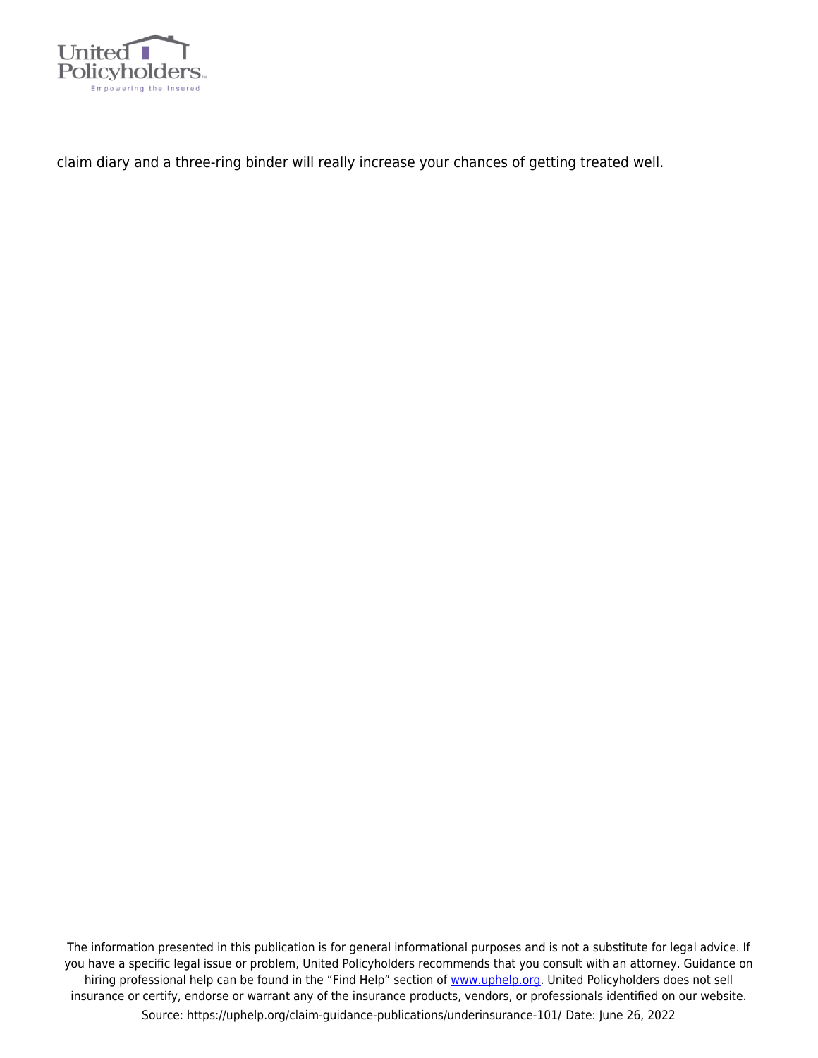claim diary and a three-ring binder will really increase your chances of getting treated well.